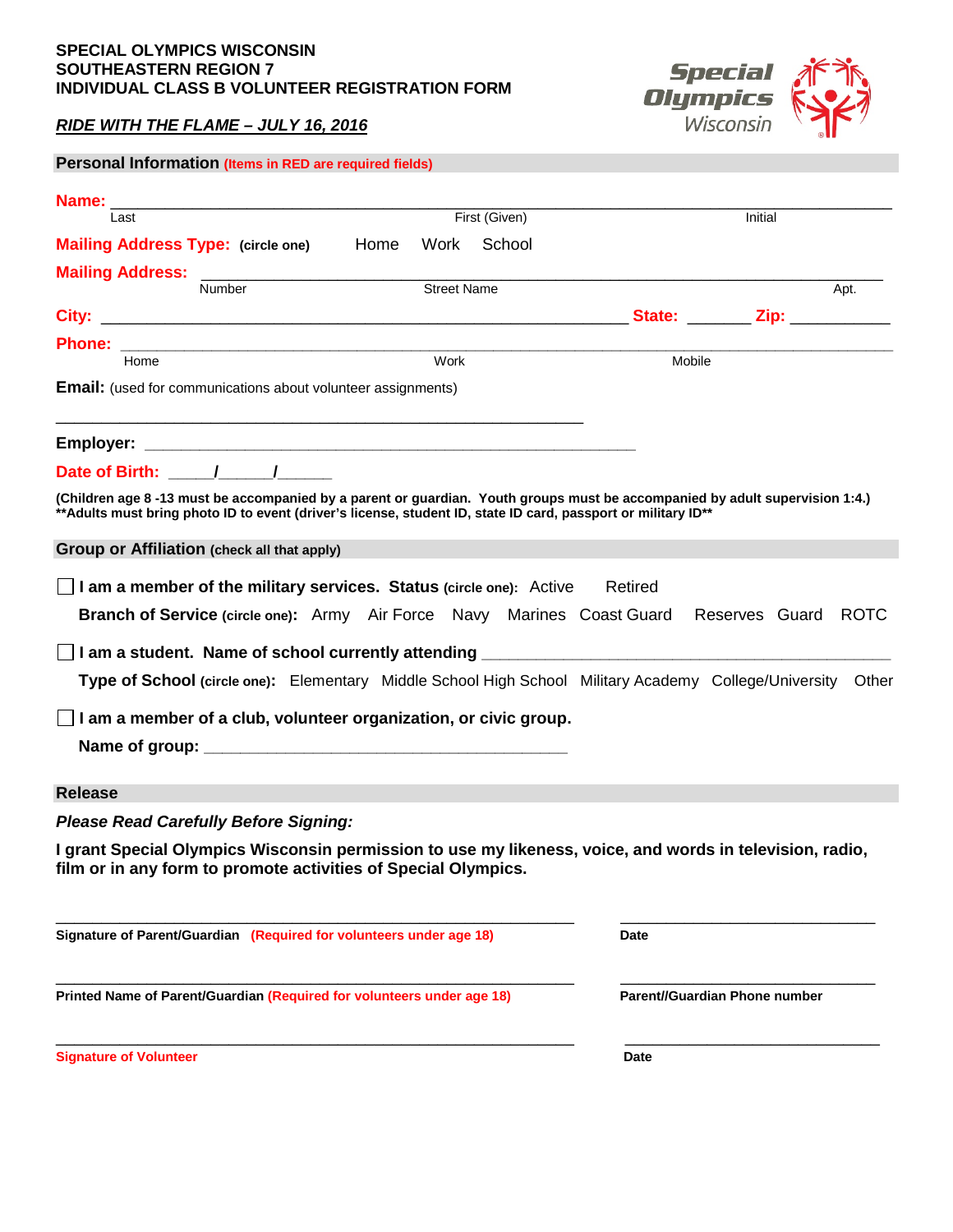**SPECIAL OLYMPICS WISCONSIN**
**SOUTHEASTERN REGION 7**
**INDIVIDUAL CLASS B VOLUNTEER REGISTRATION FORM**

***RIDE WITH THE FLAME – JULY 16, 2016***

Special Olympics Wisconsin

## Personal Information (Items in RED are required fields)

**Name:** ______________________________________________________________
Last First (Given) Initial

**Mailing Address Type:** (circle one) Home Work School

**Mailing Address:** ______________________________________________________
Number Street Name Apt.

**City:** ______________________________ **State:** _______ **Zip:** ___________

**Phone:** ______________________________________________________________
Home Work Mobile

**Email:** (used for communications about volunteer assignments)

______________________________________________________________

**Employer:** ______________________________________________

**Date of Birth:** _____/______/______

**(Children age 8 -13 must be accompanied by a parent or guardian. Youth groups must be accompanied by adult supervision 1:4.)**
****Adults must bring photo ID to event (driver's license, student ID, state ID card, passport or military ID)****

## Group or Affiliation (check all that apply)

☐ **I am a member of the military services. Status** (circle one): Active Retired

**Branch of Service** (circle one): Army Air Force Navy Marines Coast Guard Reserves Guard ROTC

☐ **I am a student. Name of school currently attending** ______________________________________

**Type of School** (circle one): Elementary Middle School High School Military Academy College/University Other

☐ **I am a member of a club, volunteer organization, or civic group.**

**Name of group:** ________________________________________

## Release

***Please Read Carefully Before Signing:***

**I grant Special Olympics Wisconsin permission to use my likeness, voice, and words in television, radio, film or in any form to promote activities of Special Olympics.**

______________________________________________ ______________________________
**Signature of Parent/Guardian (Required for volunteers under age 18)** **Date**

______________________________________________ ______________________________
**Printed Name of Parent/Guardian (Required for volunteers under age 18)** **Parent//Guardian Phone number**

______________________________________________ ______________________________
**Signature of Volunteer** **Date**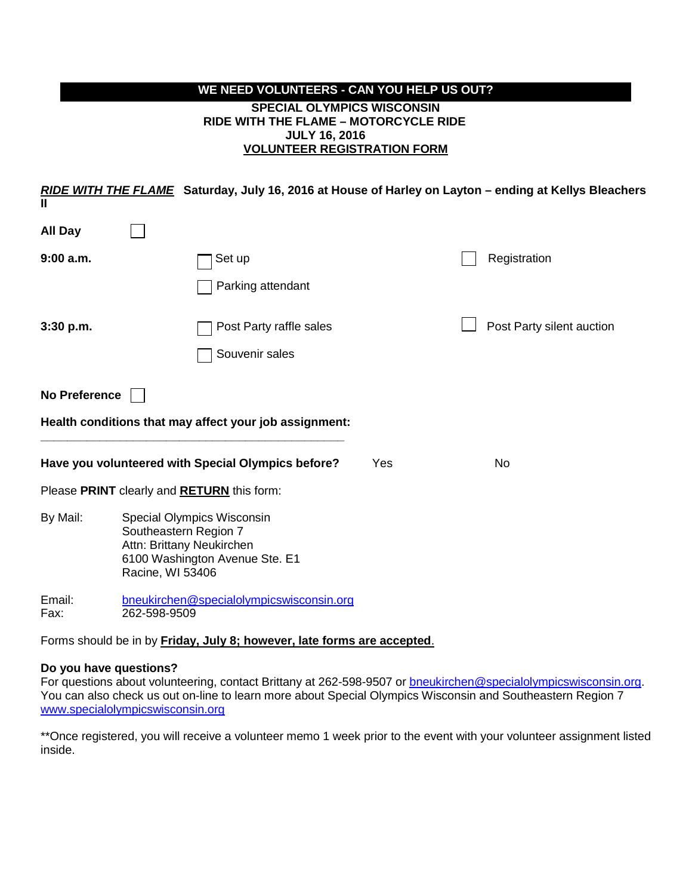**WE NEED VOLUNTEERS - CAN YOU HELP US OUT?**

**SPECIAL OLYMPICS WISCONSIN**
**RIDE WITH THE FLAME – MOTORCYCLE RIDE**
**JULY 16, 2016**
**VOLUNTEER REGISTRATION FORM**

***RIDE WITH THE FLAME*** **Saturday, July 16, 2016 at House of Harley on Layton – ending at Kellys Bleachers II**

**All Day** ☐

**9:00 a.m.**
☐ Set up ☐ Registration
☐ Parking attendant

**3:30 p.m.**
☐ Post Party raffle sales ☐ Post Party silent auction
☐ Souvenir sales

**No Preference** ☐

**Health conditions that may affect your job assignment:** ______________________________

**Have you volunteered with Special Olympics before?** Yes No

Please **PRINT** clearly and **RETURN** this form:

By Mail:
Special Olympics Wisconsin
Southeastern Region 7
Attn: Brittany Neukirchen
6100 Washington Avenue Ste. E1
Racine, WI 53406

Email: bneukirchen@specialolympicswisconsin.org
Fax: 262-598-9509

Forms should be in by **Friday, July 8; however, late forms are accepted**.

**Do you have questions?**
For questions about volunteering, contact Brittany at 262-598-9507 or bneukirchen@specialolympicswisconsin.org. You can also check us out on-line to learn more about Special Olympics Wisconsin and Southeastern Region 7 www.specialolympicswisconsin.org

**Once registered, you will receive a volunteer memo 1 week prior to the event with your volunteer assignment listed inside.